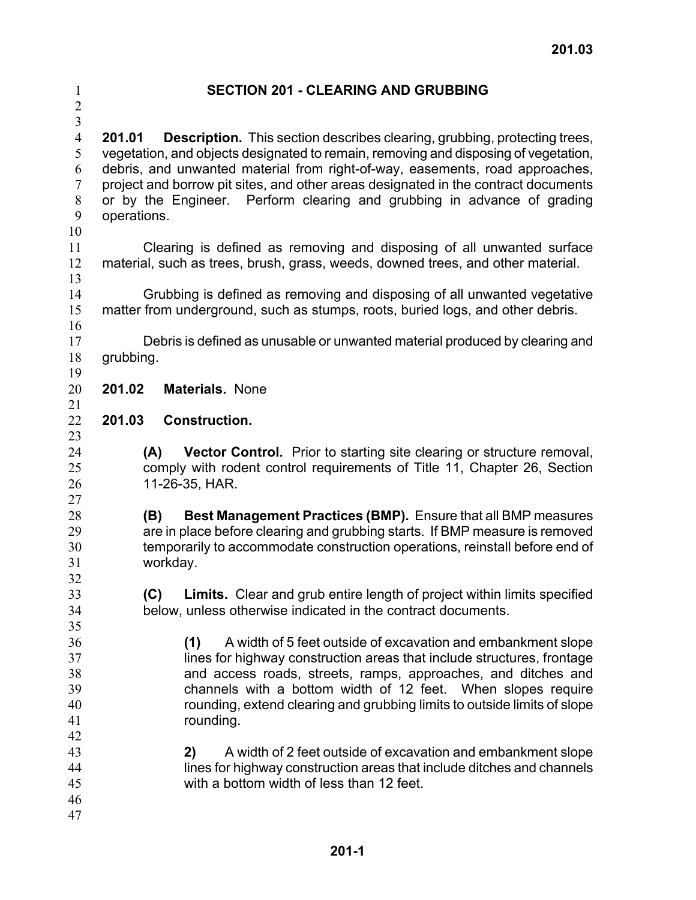# SECTION 201 - CLEARING AND GRUBBING

**201.01 Description.** This section describes clearing, grubbing, protecting trees, vegetation, and objects designated to remain, removing and disposing of vegetation, debris, and unwanted material from right-of-way, easements, road approaches, project and borrow pit sites, and other areas designated in the contract documents or by the Engineer. Perform clearing and grubbing in advance of grading operations.

Clearing is defined as removing and disposing of all unwanted surface material, such as trees, brush, grass, weeds, downed trees, and other material.

Grubbing is defined as removing and disposing of all unwanted vegetative matter from underground, such as stumps, roots, buried logs, and other debris.

Debris is defined as unusable or unwanted material produced by clearing and grubbing.

**201.02 Materials.** None

**201.03 Construction.**

**(A) Vector Control.** Prior to starting site clearing or structure removal, comply with rodent control requirements of Title 11, Chapter 26, Section 11-26-35, HAR.

**(B) Best Management Practices (BMP).** Ensure that all BMP measures are in place before clearing and grubbing starts. If BMP measure is removed temporarily to accommodate construction operations, reinstall before end of workday.

**(C) Limits.** Clear and grub entire length of project within limits specified below, unless otherwise indicated in the contract documents.

**(1)** A width of 5 feet outside of excavation and embankment slope lines for highway construction areas that include structures, frontage and access roads, streets, ramps, approaches, and ditches and channels with a bottom width of 12 feet. When slopes require rounding, extend clearing and grubbing limits to outside limits of slope rounding.

**2)** A width of 2 feet outside of excavation and embankment slope lines for highway construction areas that include ditches and channels with a bottom width of less than 12 feet.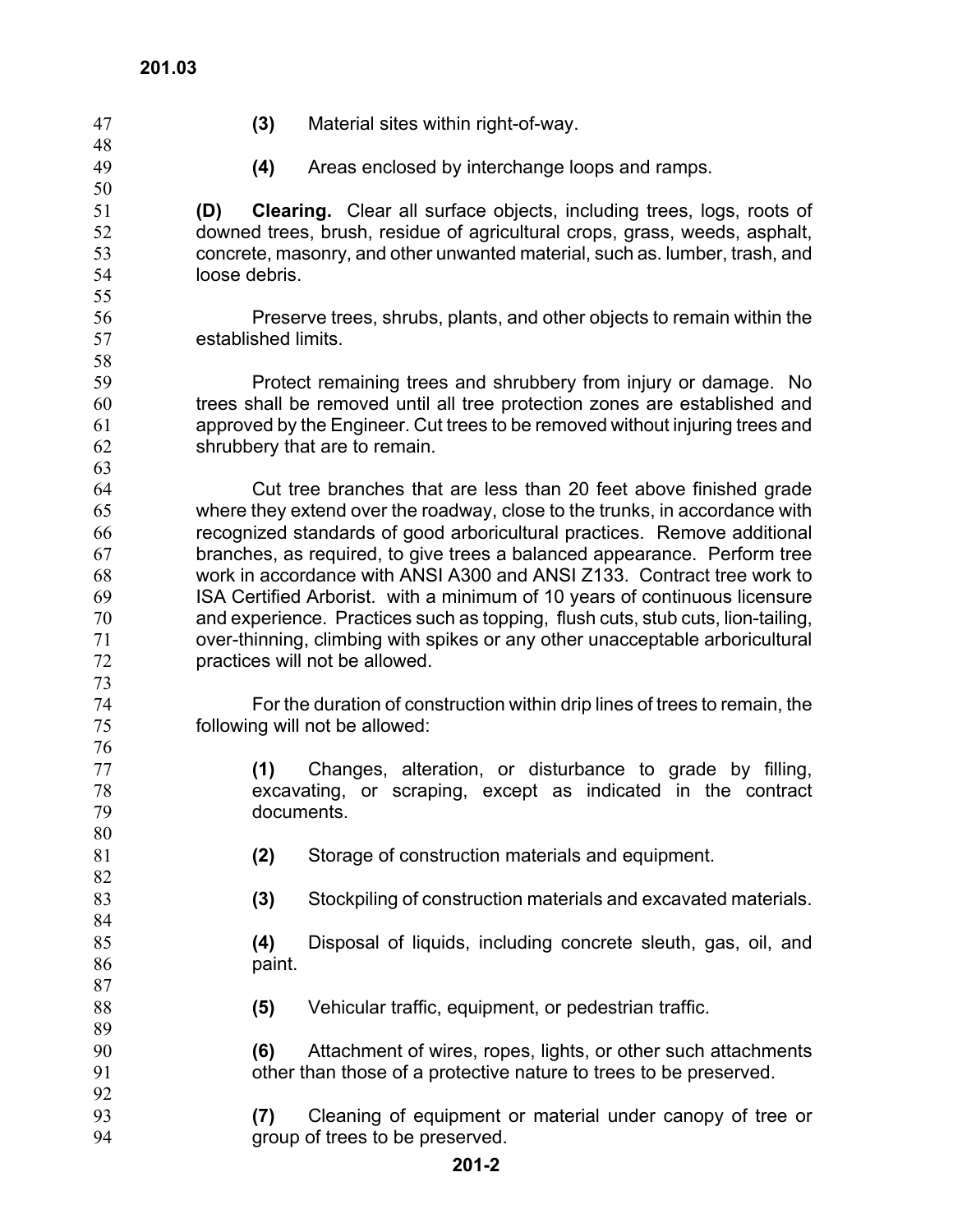**(3)** Material sites within right-of-way.

**(4)** Areas enclosed by interchange loops and ramps.

**(D) Clearing.** Clear all surface objects, including trees, logs, roots of downed trees, brush, residue of agricultural crops, grass, weeds, asphalt, concrete, masonry, and other unwanted material, such as. lumber, trash, and loose debris.

Preserve trees, shrubs, plants, and other objects to remain within the established limits.

Protect remaining trees and shrubbery from injury or damage. No trees shall be removed until all tree protection zones are established and approved by the Engineer. Cut trees to be removed without injuring trees and shrubbery that are to remain.

Cut tree branches that are less than 20 feet above finished grade where they extend over the roadway, close to the trunks, in accordance with recognized standards of good arboricultural practices. Remove additional branches, as required, to give trees a balanced appearance. Perform tree work in accordance with ANSI A300 and ANSI Z133. Contract tree work to ISA Certified Arborist. with a minimum of 10 years of continuous licensure and experience. Practices such as topping, flush cuts, stub cuts, lion-tailing, over-thinning, climbing with spikes or any other unacceptable arboricultural practices will not be allowed.

For the duration of construction within drip lines of trees to remain, the following will not be allowed:

**(1)** Changes, alteration, or disturbance to grade by filling, excavating, or scraping, except as indicated in the contract documents.

**(2)** Storage of construction materials and equipment.

**(3)** Stockpiling of construction materials and excavated materials.

**(4)** Disposal of liquids, including concrete sleuth, gas, oil, and paint.

**(5)** Vehicular traffic, equipment, or pedestrian traffic.

**(6)** Attachment of wires, ropes, lights, or other such attachments other than those of a protective nature to trees to be preserved.

**(7)** Cleaning of equipment or material under canopy of tree or group of trees to be preserved.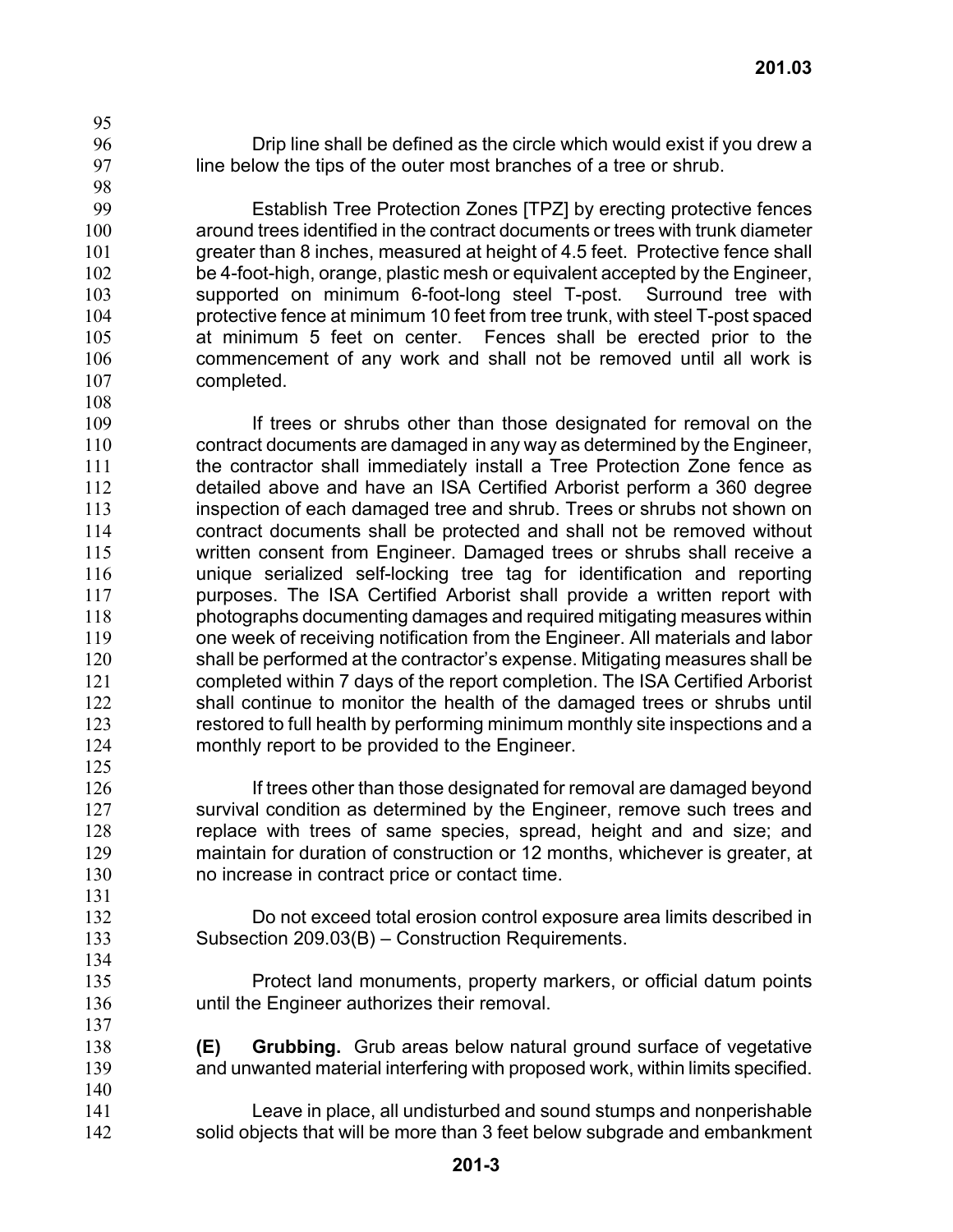Drip line shall be defined as the circle which would exist if you drew a line below the tips of the outer most branches of a tree or shrub.

Establish Tree Protection Zones [TPZ] by erecting protective fences around trees identified in the contract documents or trees with trunk diameter greater than 8 inches, measured at height of 4.5 feet. Protective fence shall be 4-foot-high, orange, plastic mesh or equivalent accepted by the Engineer, supported on minimum 6-foot-long steel T-post. Surround tree with protective fence at minimum 10 feet from tree trunk, with steel T-post spaced at minimum 5 feet on center. Fences shall be erected prior to the commencement of any work and shall not be removed until all work is completed.

If trees or shrubs other than those designated for removal on the contract documents are damaged in any way as determined by the Engineer, the contractor shall immediately install a Tree Protection Zone fence as detailed above and have an ISA Certified Arborist perform a 360 degree inspection of each damaged tree and shrub. Trees or shrubs not shown on contract documents shall be protected and shall not be removed without written consent from Engineer. Damaged trees or shrubs shall receive a unique serialized self-locking tree tag for identification and reporting purposes. The ISA Certified Arborist shall provide a written report with photographs documenting damages and required mitigating measures within one week of receiving notification from the Engineer. All materials and labor shall be performed at the contractor's expense. Mitigating measures shall be completed within 7 days of the report completion. The ISA Certified Arborist shall continue to monitor the health of the damaged trees or shrubs until restored to full health by performing minimum monthly site inspections and a monthly report to be provided to the Engineer.

If trees other than those designated for removal are damaged beyond survival condition as determined by the Engineer, remove such trees and replace with trees of same species, spread, height and and size; and maintain for duration of construction or 12 months, whichever is greater, at no increase in contract price or contact time.

Do not exceed total erosion control exposure area limits described in Subsection 209.03(B) – Construction Requirements.

Protect land monuments, property markers, or official datum points until the Engineer authorizes their removal.

**(E) Grubbing.** Grub areas below natural ground surface of vegetative and unwanted material interfering with proposed work, within limits specified.

Leave in place, all undisturbed and sound stumps and nonperishable solid objects that will be more than 3 feet below subgrade and embankment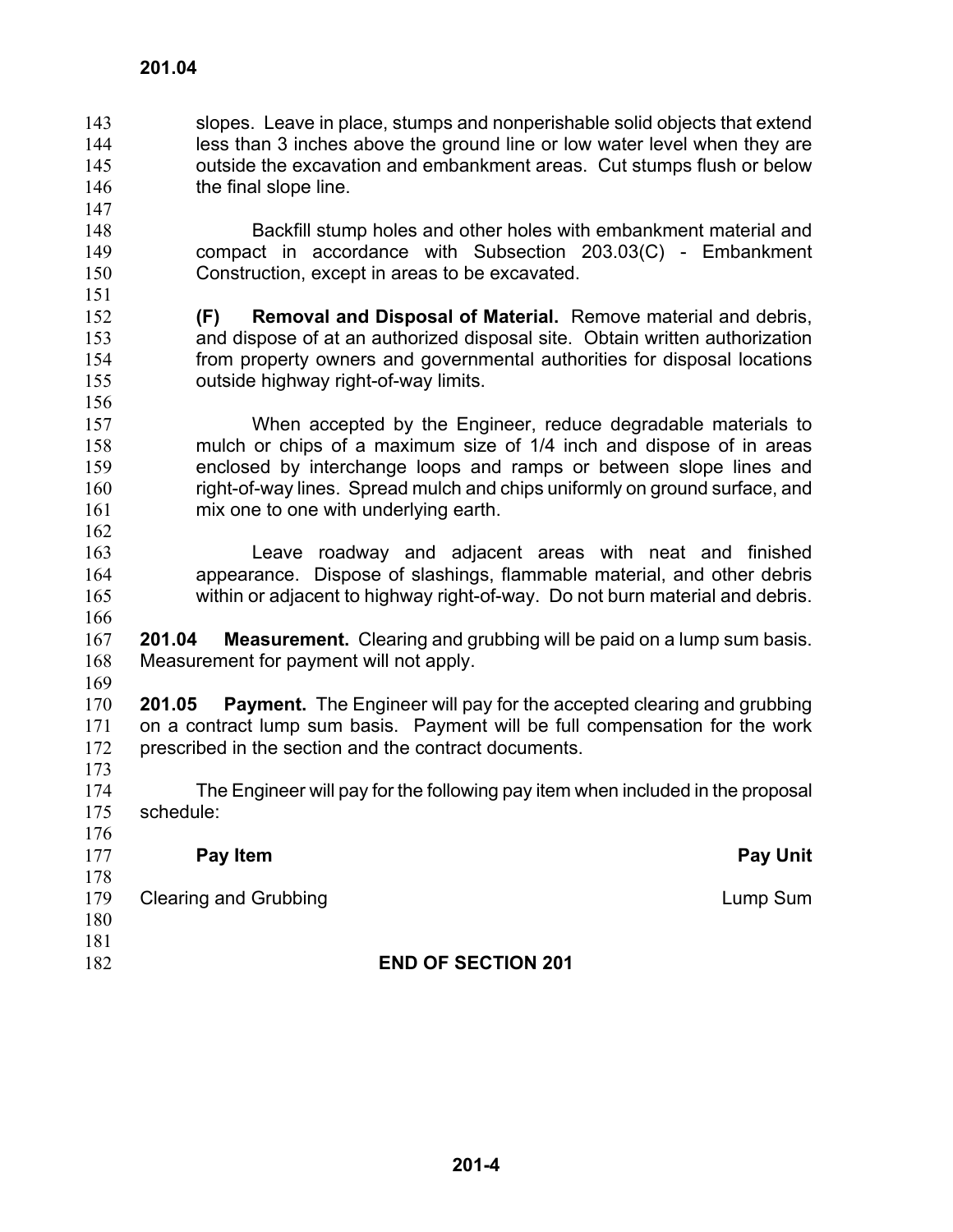slopes. Leave in place, stumps and nonperishable solid objects that extend less than 3 inches above the ground line or low water level when they are outside the excavation and embankment areas. Cut stumps flush or below the final slope line.

Backfill stump holes and other holes with embankment material and compact in accordance with Subsection 203.03(C) - Embankment Construction, except in areas to be excavated.

**(F) Removal and Disposal of Material.** Remove material and debris, and dispose of at an authorized disposal site. Obtain written authorization from property owners and governmental authorities for disposal locations outside highway right-of-way limits.

When accepted by the Engineer, reduce degradable materials to mulch or chips of a maximum size of 1/4 inch and dispose of in areas enclosed by interchange loops and ramps or between slope lines and right-of-way lines. Spread mulch and chips uniformly on ground surface, and mix one to one with underlying earth.

Leave roadway and adjacent areas with neat and finished appearance. Dispose of slashings, flammable material, and other debris within or adjacent to highway right-of-way. Do not burn material and debris.

**201.04 Measurement.** Clearing and grubbing will be paid on a lump sum basis. Measurement for payment will not apply.

**201.05 Payment.** The Engineer will pay for the accepted clearing and grubbing on a contract lump sum basis. Payment will be full compensation for the work prescribed in the section and the contract documents.

The Engineer will pay for the following pay item when included in the proposal schedule:

| Pay Item | Pay Unit |
| --- | --- |
| Clearing and Grubbing | Lump Sum |

**END OF SECTION 201**